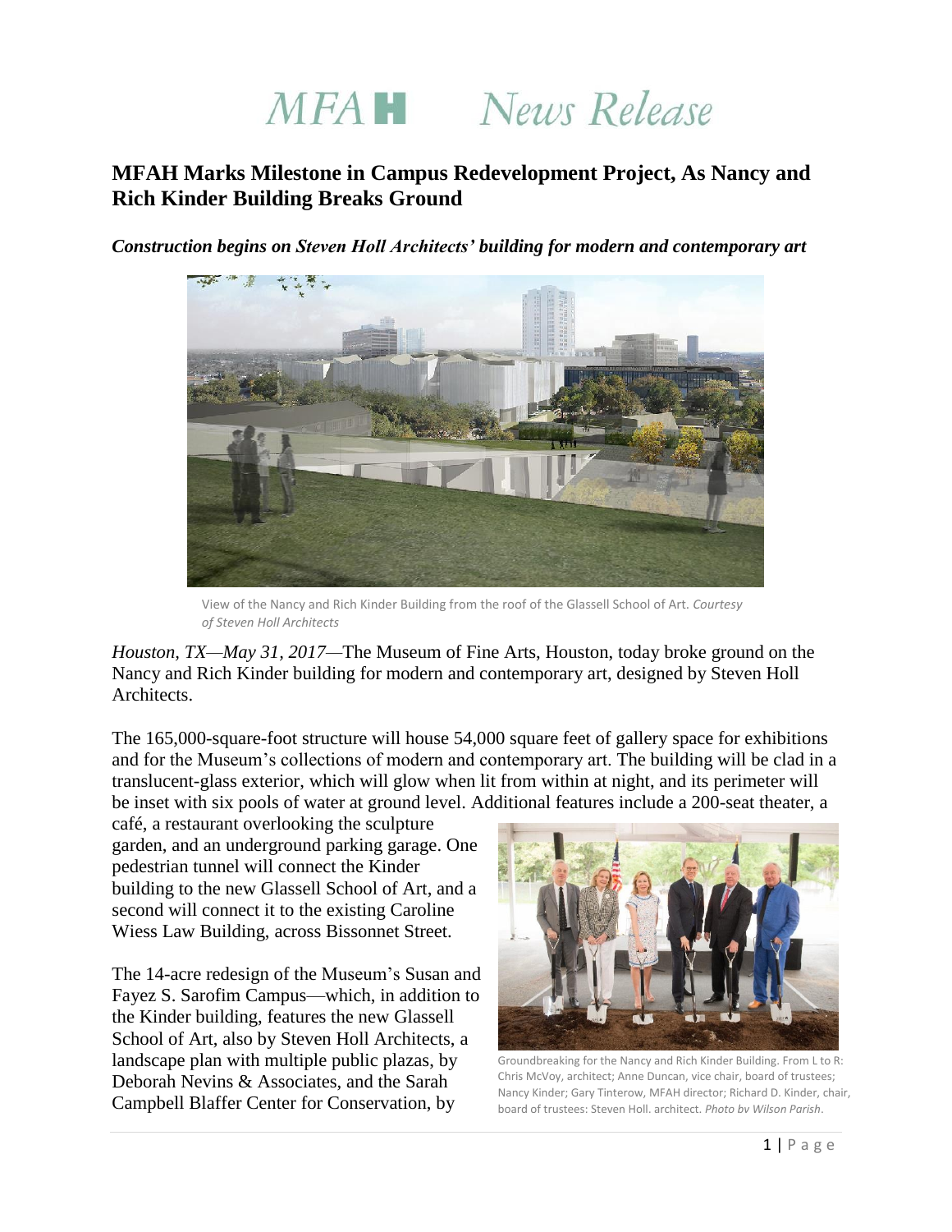# MFAH News Release

## MFAH Marks Milestone in Campus Redevelopment Project, As Nancy and Rich Kinder Building Breaks Ground

***Construction begins on Steven Holl Architects' building for modern and contemporary art***

View of the Nancy and Rich Kinder Building from the roof of the Glassell School of Art. *Courtesy of Steven Holl Architects*

*Houston, TX—May 31, 2017*—The Museum of Fine Arts, Houston, today broke ground on the Nancy and Rich Kinder building for modern and contemporary art, designed by Steven Holl Architects.

The 165,000-square-foot structure will house 54,000 square feet of gallery space for exhibitions and for the Museum's collections of modern and contemporary art. The building will be clad in a translucent-glass exterior, which will glow when lit from within at night, and its perimeter will be inset with six pools of water at ground level. Additional features include a 200-seat theater, a café, a restaurant overlooking the sculpture garden, and an underground parking garage. One pedestrian tunnel will connect the Kinder building to the new Glassell School of Art, and a second will connect it to the existing Caroline Wiess Law Building, across Bissonnet Street.

Groundbreaking for the Nancy and Rich Kinder Building. From L to R: Chris McVoy, architect; Anne Duncan, vice chair, board of trustees; Nancy Kinder; Gary Tinterow, MFAH director; Richard D. Kinder, chair, board of trustees: Steven Holl. architect. *Photo by Wilson Parish*.

The 14-acre redesign of the Museum's Susan and Fayez S. Sarofim Campus—which, in addition to the Kinder building, features the new Glassell School of Art, also by Steven Holl Architects, a landscape plan with multiple public plazas, by Deborah Nevins & Associates, and the Sarah Campbell Blaffer Center for Conservation, by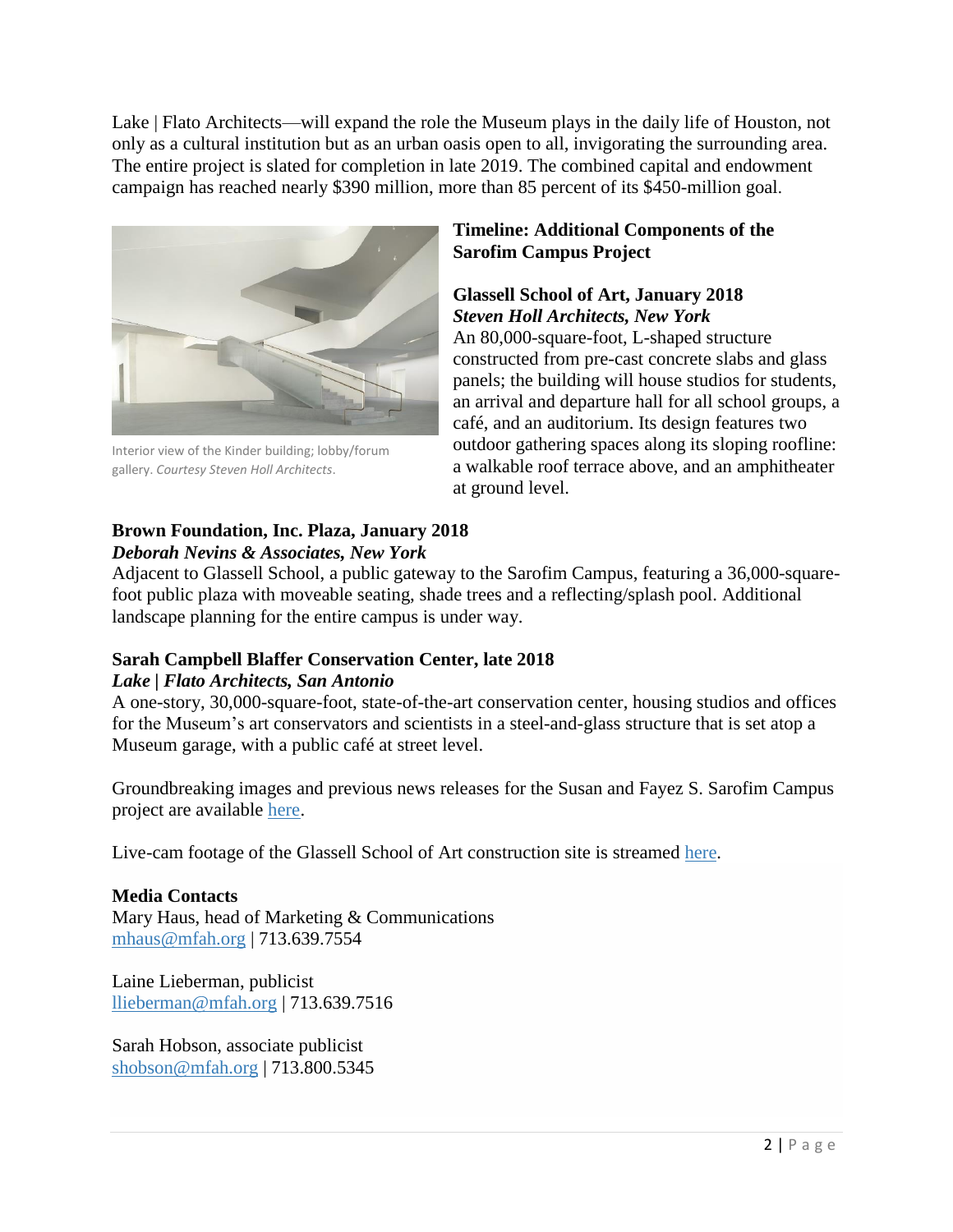Lake | Flato Architects—will expand the role the Museum plays in the daily life of Houston, not only as a cultural institution but as an urban oasis open to all, invigorating the surrounding area. The entire project is slated for completion in late 2019. The combined capital and endowment campaign has reached nearly $390 million, more than 85 percent of its $450-million goal.

Interior view of the Kinder building; lobby/forum gallery. *Courtesy Steven Holl Architects*.

## Timeline: Additional Components of the Sarofim Campus Project

### Glassell School of Art, January 2018
***Steven Holl Architects, New York***

An 80,000-square-foot, L-shaped structure constructed from pre-cast concrete slabs and glass panels; the building will house studios for students, an arrival and departure hall for all school groups, a café, and an auditorium. Its design features two outdoor gathering spaces along its sloping roofline: a walkable roof terrace above, and an amphitheater at ground level.

### Brown Foundation, Inc. Plaza, January 2018
***Deborah Nevins & Associates, New York***

Adjacent to Glassell School, a public gateway to the Sarofim Campus, featuring a 36,000-square-foot public plaza with moveable seating, shade trees and a reflecting/splash pool. Additional landscape planning for the entire campus is under way.

### Sarah Campbell Blaffer Conservation Center, late 2018
***Lake | Flato Architects, San Antonio***

A one-story, 30,000-square-foot, state-of-the-art conservation center, housing studios and offices for the Museum's art conservators and scientists in a steel-and-glass structure that is set atop a Museum garage, with a public café at street level.

Groundbreaking images and previous news releases for the Susan and Fayez S. Sarofim Campus project are available here.

Live-cam footage of the Glassell School of Art construction site is streamed here.

**Media Contacts**

Mary Haus, head of Marketing & Communications
mhaus@mfah.org | 713.639.7554

Laine Lieberman, publicist
llieberman@mfah.org | 713.639.7516

Sarah Hobson, associate publicist
shobson@mfah.org | 713.800.5345